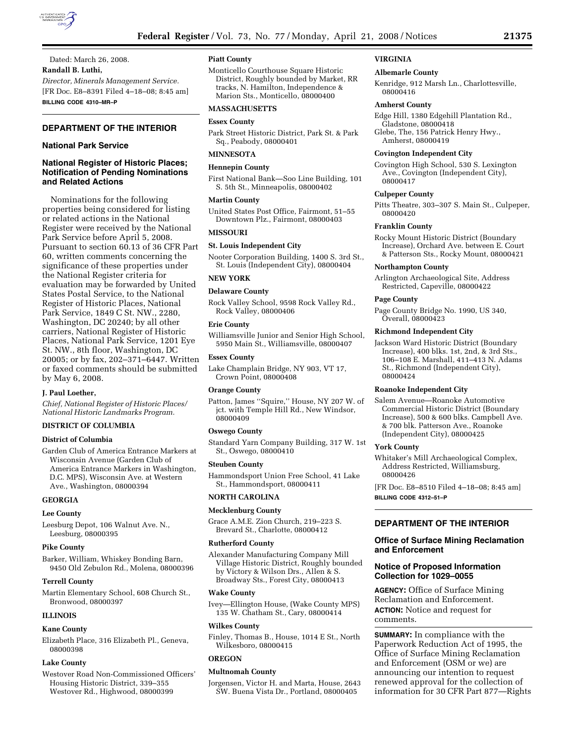Dated: March 26, 2008.

**Randall B. Luthi,**

*Director, Minerals Management Service.*

[FR Doc. E8–8391 Filed 4–18–08; 8:45 am]

**BILLING CODE 4310–MR–P**

## DEPARTMENT OF THE INTERIOR

### National Park Service

### National Register of Historic Places; Notification of Pending Nominations and Related Actions

Nominations for the following properties being considered for listing or related actions in the National Register were received by the National Park Service before April 5, 2008. Pursuant to section 60.13 of 36 CFR Part 60, written comments concerning the significance of these properties under the National Register criteria for evaluation may be forwarded by United States Postal Service, to the National Register of Historic Places, National Park Service, 1849 C St. NW., 2280, Washington, DC 20240; by all other carriers, National Register of Historic Places, National Park Service, 1201 Eye St. NW., 8th floor, Washington, DC 20005; or by fax, 202–371–6447. Written or faxed comments should be submitted by May 6, 2008.

**J. Paul Loether,**

*Chief, National Register of Historic Places/ National Historic Landmarks Program.*

**DISTRICT OF COLUMBIA**

**District of Columbia**

Garden Club of America Entrance Markers at Wisconsin Avenue (Garden Club of America Entrance Markers in Washington, D.C. MPS), Wisconsin Ave. at Western Ave., Washington, 08000394

**GEORGIA**

**Lee County**

Leesburg Depot, 106 Walnut Ave. N., Leesburg, 08000395

**Pike County**

Barker, William, Whiskey Bonding Barn, 9450 Old Zebulon Rd., Molena, 08000396

**Terrell County**

Martin Elementary School, 608 Church St., Bronwood, 08000397

**ILLINOIS**

**Kane County**

Elizabeth Place, 316 Elizabeth Pl., Geneva, 08000398

**Lake County**

Westover Road Non-Commissioned Officers' Housing Historic District, 339–355 Westover Rd., Highwood, 08000399

**Piatt County**

Monticello Courthouse Square Historic District, Roughly bounded by Market, RR tracks, N. Hamilton, Independence & Marion Sts., Monticello, 08000400

**MASSACHUSETTS**

**Essex County**

Park Street Historic District, Park St. & Park Sq., Peabody, 08000401

**MINNESOTA**

**Hennepin County**

First National Bank—Soo Line Building, 101 S. 5th St., Minneapolis, 08000402

**Martin County**

United States Post Office, Fairmont, 51–55 Downtown Plz., Fairmont, 08000403

**MISSOURI**

**St. Louis Independent City**

Nooter Corporation Building, 1400 S. 3rd St., St. Louis (Independent City), 08000404

**NEW YORK**

**Delaware County**

Rock Valley School, 9598 Rock Valley Rd., Rock Valley, 08000406

**Erie County**

Williamsville Junior and Senior High School, 5950 Main St., Williamsville, 08000407

**Essex County**

Lake Champlain Bridge, NY 903, VT 17, Crown Point, 08000408

**Orange County**

Patton, James ''Squire,'' House, NY 207 W. of jct. with Temple Hill Rd., New Windsor, 08000409

**Oswego County**

Standard Yarn Company Building, 317 W. 1st St., Oswego, 08000410

**Steuben County**

Hammondsport Union Free School, 41 Lake St., Hammondsport, 08000411

**NORTH CAROLINA**

**Mecklenburg County**

Grace A.M.E. Zion Church, 219–223 S. Brevard St., Charlotte, 08000412

**Rutherford County**

Alexander Manufacturing Company Mill Village Historic District, Roughly bounded by Victory & Wilson Drs., Allen & S. Broadway Sts., Forest City, 08000413

**Wake County**

Ivey—Ellington House, (Wake County MPS) 135 W. Chatham St., Cary, 08000414

**Wilkes County**

Finley, Thomas B., House, 1014 E St., North Wilkesboro, 08000415

**OREGON**

**Multnomah County**

Jorgensen, Victor H. and Marta, House, 2643 SW. Buena Vista Dr., Portland, 08000405

**VIRGINIA**

**Albemarle County**

Kenridge, 912 Marsh Ln., Charlottesville, 08000416

**Amherst County**

Edge Hill, 1380 Edgehill Plantation Rd., Gladstone, 08000418

Glebe, The, 156 Patrick Henry Hwy., Amherst, 08000419

**Covington Independent City**

Covington High School, 530 S. Lexington Ave., Covington (Independent City), 08000417

**Culpeper County**

Pitts Theatre, 303–307 S. Main St., Culpeper, 08000420

**Franklin County**

Rocky Mount Historic District (Boundary Increase), Orchard Ave. between E. Court & Patterson Sts., Rocky Mount, 08000421

**Northampton County**

Arlington Archaeological Site, Address Restricted, Capeville, 08000422

**Page County**

Page County Bridge No. 1990, US 340, Overall, 08000423

**Richmond Independent City**

Jackson Ward Historic District (Boundary Increase), 400 blks. 1st, 2nd, & 3rd Sts., 106–108 E. Marshall, 411–413 N. Adams St., Richmond (Independent City), 08000424

**Roanoke Independent City**

Salem Avenue—Roanoke Automotive Commercial Historic District (Boundary Increase), 500 & 600 blks. Campbell Ave. & 700 blk. Patterson Ave., Roanoke (Independent City), 08000425

**York County**

Whitaker's Mill Archaeological Complex, Address Restricted, Williamsburg, 08000426

[FR Doc. E8–8510 Filed 4–18–08; 8:45 am]

**BILLING CODE 4312–51–P**

## DEPARTMENT OF THE INTERIOR

### Office of Surface Mining Reclamation and Enforcement

### Notice of Proposed Information Collection for 1029–0055

**AGENCY:** Office of Surface Mining Reclamation and Enforcement.

**ACTION:** Notice and request for comments.

**SUMMARY:** In compliance with the Paperwork Reduction Act of 1995, the Office of Surface Mining Reclamation and Enforcement (OSM or we) are announcing our intention to request renewed approval for the collection of information for 30 CFR Part 877—Rights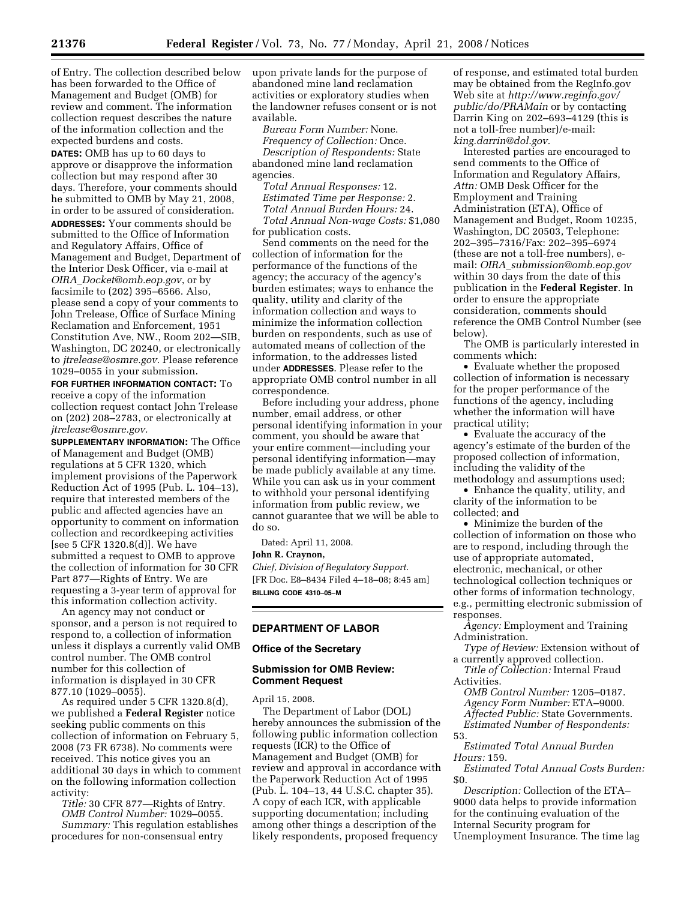of Entry. The collection described below has been forwarded to the Office of Management and Budget (OMB) for review and comment. The information collection request describes the nature of the information collection and the expected burdens and costs.

**DATES:** OMB has up to 60 days to approve or disapprove the information collection but may respond after 30 days. Therefore, your comments should he submitted to OMB by May 21, 2008, in order to be assured of consideration.

**ADDRESSES:** Your comments should be submitted to the Office of Information and Regulatory Affairs, Office of Management and Budget, Department of the Interior Desk Officer, via e-mail at *OIRA_Docket@omb.eop.gov*, or by facsimile to (202) 395–6566. Also, please send a copy of your comments to John Trelease, Office of Surface Mining Reclamation and Enforcement, 1951 Constitution Ave, NW., Room 202—SIB, Washington, DC 20240, or electronically to *jtrelease@osmre.gov.* Please reference 1029–0055 in your submission.

**FOR FURTHER INFORMATION CONTACT:** To receive a copy of the information collection request contact John Trelease on (202) 208–2783, or electronically at *jtrelease@osmre.gov.*

**SUPPLEMENTARY INFORMATION:** The Office of Management and Budget (OMB) regulations at 5 CFR 1320, which implement provisions of the Paperwork Reduction Act of 1995 (Pub. L. 104–13), require that interested members of the public and affected agencies have an opportunity to comment on information collection and recordkeeping activities [see 5 CFR 1320.8(d)]. We have submitted a request to OMB to approve the collection of information for 30 CFR Part 877—Rights of Entry. We are requesting a 3-year term of approval for this information collection activity.

An agency may not conduct or sponsor, and a person is not required to respond to, a collection of information unless it displays a currently valid OMB control number. The OMB control number for this collection of information is displayed in 30 CFR 877.10 (1029–0055).

As required under 5 CFR 1320.8(d), we published a **Federal Register** notice seeking public comments on this collection of information on February 5, 2008 (73 FR 6738). No comments were received. This notice gives you an additional 30 days in which to comment on the following information collection activity:

*Title:* 30 CFR 877—Rights of Entry.

*OMB Control Number:* 1029–0055.

*Summary:* This regulation establishes procedures for non-consensual entry upon private lands for the purpose of abandoned mine land reclamation activities or exploratory studies when the landowner refuses consent or is not available.

*Bureau Form Number:* None.

*Frequency of Collection:* Once.

*Description of Respondents:* State abandoned mine land reclamation agencies.

*Total Annual Responses:* 12.

*Estimated Time per Response:* 2.

*Total Annual Burden Hours:* 24.

*Total Annual Non-wage Costs:* $1,080 for publication costs.

Send comments on the need for the collection of information for the performance of the functions of the agency; the accuracy of the agency's burden estimates; ways to enhance the quality, utility and clarity of the information collection and ways to minimize the information collection burden on respondents, such as use of automated means of collection of the information, to the addresses listed under **ADDRESSES**. Please refer to the appropriate OMB control number in all correspondence.

Before including your address, phone number, email address, or other personal identifying information in your comment, you should be aware that your entire comment—including your personal identifying information—may be made publicly available at any time. While you can ask us in your comment to withhold your personal identifying information from public review, we cannot guarantee that we will be able to do so.

Dated: April 11, 2008.

**John R. Craynon,**

*Chief, Division of Regulatory Support.*

[FR Doc. E8–8434 Filed 4–18–08; 8:45 am]

**BILLING CODE 4310–05–M**

## DEPARTMENT OF LABOR

### Office of the Secretary

### Submission for OMB Review: Comment Request

April 15, 2008.

The Department of Labor (DOL) hereby announces the submission of the following public information collection requests (ICR) to the Office of Management and Budget (OMB) for review and approval in accordance with the Paperwork Reduction Act of 1995 (Pub. L. 104–13, 44 U.S.C. chapter 35). A copy of each ICR, with applicable supporting documentation; including among other things a description of the likely respondents, proposed frequency of response, and estimated total burden may be obtained from the RegInfo.gov Web site at *http://www.reginfo.gov/public/do/PRAMain* or by contacting Darrin King on 202–693–4129 (this is not a toll-free number)/e-mail: *king.darrin@dol.gov.*

Interested parties are encouraged to send comments to the Office of Information and Regulatory Affairs, *Attn:* OMB Desk Officer for the Employment and Training Administration (ETA), Office of Management and Budget, Room 10235, Washington, DC 20503, Telephone: 202–395–7316/Fax: 202–395–6974 (these are not a toll-free numbers), e-mail: *OIRA_submission@omb.eop.gov* within 30 days from the date of this publication in the **Federal Register**. In order to ensure the appropriate consideration, comments should reference the OMB Control Number (see below).

The OMB is particularly interested in comments which:

- Evaluate whether the proposed collection of information is necessary for the proper performance of the functions of the agency, including whether the information will have practical utility;
- Evaluate the accuracy of the agency's estimate of the burden of the proposed collection of information, including the validity of the methodology and assumptions used;
- Enhance the quality, utility, and clarity of the information to be collected; and
- Minimize the burden of the collection of information on those who are to respond, including through the use of appropriate automated, electronic, mechanical, or other technological collection techniques or other forms of information technology, e.g., permitting electronic submission of responses.

*Agency:* Employment and Training Administration.

*Type of Review:* Extension without of a currently approved collection.

*Title of Collection:* Internal Fraud Activities.

*OMB Control Number:* 1205–0187.

*Agency Form Number:* ETA–9000.

*Affected Public:* State Governments.

*Estimated Number of Respondents:* 53.

*Estimated Total Annual Burden Hours:* 159.

*Estimated Total Annual Costs Burden:* $0.

*Description:* Collection of the ETA–9000 data helps to provide information for the continuing evaluation of the Internal Security program for Unemployment Insurance. The time lag